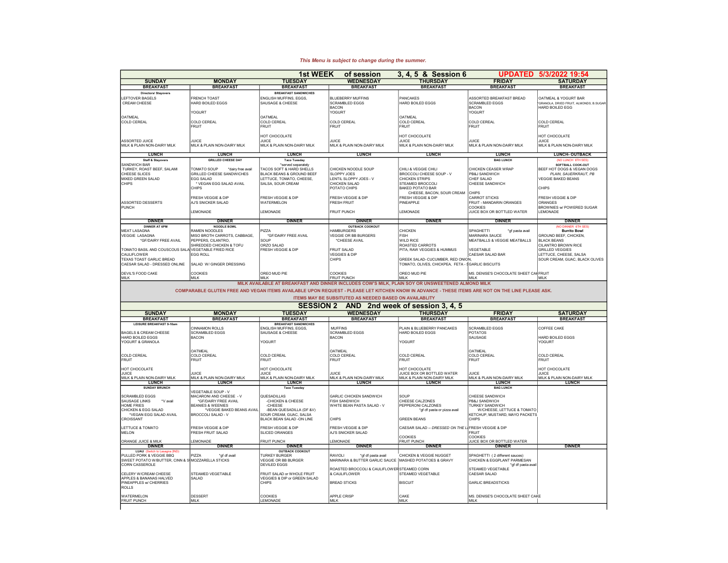*This Menu is subject to change during the summer.*

## 1st WEEK of session 3, 4, 5 & Session 6 — UPDATED 5/3/2022 19:54

| SUNDAY | MONDAY | TUESDAY | WEDNESDAY | THURSDAY | FRIDAY | SATURDAY |
|---|---|---|---|---|---|---|
| **BREAKFAST** | **BREAKFAST** | **BREAKFAST** | **BREAKFAST** | **BREAKFAST** | **BREAKFAST** | **BREAKFAST** |
| **Directors/ Stayovers** | | **BREAKFAST SANDWICHES** | | | | |
| LEFTOVER BAGELS | FRENCH TOAST | ENGLISH MUFFINS, EGGS, | BLUEBERRY MUFFINS | PANCAKES | ASSORTED BREAKFAST BREAD | OATMEAL & YOGURT BAR |
| CREAM CHEESE | HARD BOILED EGGS | SAUSAGE & CHEESE | SCRAMBLED EGGS | HARD BOILED EGGS | SCRAMBLED EGGS | GRANOLA, DRIED FRUIT, ALMONDS, B.SUGAR |
| | | | BACON | | BACON | HARD BOILED EGG |
| | YOGURT | | YOGURT | | YOGURT | |
| OATMEAL | | OATMEAL | | OATMEAL | | |
| COLD CEREAL | COLD CEREAL | COLD CEREAL | COLD CEREAL | COLD CEREAL | COLD CEREAL | COLD CEREAL |
| | FRUIT | FRUIT | FRUIT | FRUIT | FRUIT | FRUIT |
| | | HOT CHOCOLATE | | HOT CHOCOLATE | | HOT CHOCOLATE |
| ASSORTED JUICE | JUICE | JUICE | JUICE | JUICE | JUICE | JUICE |
| MILK & PLAIN NON-DAIRY MILK | MILK & PLAIN NON-DAIRY MILK | MILK & PLAIN NON-DAIRY MILK | MILK & PLAIN NON-DAIRY MILK | MILK & PLAIN NON-DAIRY MILK | MILK & PLAIN NON-DAIRY MILK | MILK & PLAIN NON-DAIRY MILK |
| **LUNCH** | **LUNCH** | **LUNCH** | **LUNCH** | **LUNCH** | **LUNCH** | **LUNCH- OUTBACK** |
| **Staff & Stayovers** | **GRILLED CHEESE DAY** | **Taco Tuesday** | | | **BAG LUNCH** | (NO LUNCH 6TH SES) |
| SANDWICH BAR | | *served separately | | | | **SOFTBALL COOK-OUT** |
| TURKEY, ROAST BEEF, SALAMI | TOMATO SOUP *dairy free avail | TACOS SOFT & HARD SHELLS | CHICKEN NOODLE SOUP | CHILI & VEGGIE CHILI | CHICKEN CEASER WRAP | BEEF HOT DOGS & VEGAN DOGS |
| CHEESE SLICES | GRILLED CHEESE SANDWICHES | BLACK BEANS & GROUND BEEF | SLOPPY JOES | BROCCOLI CHEESE SOUP - V | PB&J SANDWICH | *PLAIN, SAUERKRAUT, PB* |
| MIXED GREEN SALAD | EGG SALAD | LETTUCE, TOMATO, CHEESE, | LENTIL SLOPPY JOES - V | CHICKEN STRIPS | CHEF SALAD | VEGGIE BAKED BEANS |
| CHIPS | * VEGAN EGG SALAD AVAIL | SALSA, SOUR CREAM | CHICKEN SALAD | STEAMED BROCCOLI | CHEESE SANDWICH | |
| | CHIPS | | POTATO CHIPS | BAKED POTATO BAR | | CHIPS |
| | | | | CHEESE, BACON, SOUR CREAM | CHIPS | |
| | FRESH VEGGIE & DIP | FRESH VEGGIE & DIP | FRESH VEGGIE & DIP | FRESH VEGGIE & DIP | CARROT STICKS | FRESH VEGGIE & DIP |
| ASSORTED DESSERTS | AJ'S SNICKER SALAD | WATERMELON | FRESH FRUIT | PINEAPPLE | FRUIT - MANDARIN ORANGES | ORANGES |
| PUNCH | | | | | COOKIES | BROWNIES w/ POWERED SUGAR |
| | LEMONADE | LEMONADE | FRUIT PUNCH | LEMONADE | JUICE BOX OR BOTTLED WATER | LEMONADE |
| **DINNER** | **DINNER** | **DINNER** | **DINNER** | **DINNER** | **DINNER** | **DINNER** |
| **DINNER AT 6PM** | **NOODLE BOWL** | | **OUTBACK COOKOUT** | | | (NO DINNER 6TH SES) |
| MEAT LASAGNA | RAMEN NOODLES | PIZZA | HAMBURGERS | CHICKEN | SPAGHETTI *gf pasta avail | **Burrito Bowl** |
| VEGGIE LASAGNA | MISO BROTH CARROTS, CABBAGE, | *GF/DAIRY FREE AVAIL | VEGGIE OR BB BURGERS | FISH | MARINARA SAUCE | GROUND BEEF, CHICKEN, |
| *GF/DAIRY FREE AVAIL | PEPPERS, CILANTRO, | SOUP | *CHEESE AVAIL | WILD RICE | MEATBALLS & VEGGIE MEATBALLS | BLACK BEANS |
| | SHREDDED CHICKEN & TOFU | ORZO SALAD | | ROASTED CARROTS | | CILANTRO BROWN RICE |
| TOMATO BASIL AND COUSCOUS SALAD | VEGETABLE FRIED RICE | FRESH VEGGIE & DIP | FRUIT SALAD | PITA, RAW VEGGIES & HUMMUS | VEGETABLE | GRILLED VEGGIES |
| CAULIFLOWER | EGG ROLL | | VEGGIES & DIP | | CAESAR SALAD BAR | LETTUCE, CHEESE, SALSA |
| TEXAS TOAST GARLIC BREAD | | | CHIPS | GREEK SALAD- CUCUMBER, RED ONION, | | SOUR CREAM, GUAC, BLACK OLIVES |
| CAESAR SALAD - DRESSED ONLINE | SALAD W/ GINGER DRESSING | | | TOMATO, OLIVES, CHICKPEA, FETA - S | GARLIC BISCUITS | |
| DEVIL'S FOOD CAKE | COOKIES | OREO MUD PIE | COOKIES | OREO MUD PIE | MS. DENISE'S CHOCOLATE SHEET CAKE | FRUIT |
| MILK | MILK | | FRUIT PUNCH | MILK | MILK | MILK |

**MILK AVAILABLE AT BREAKFAST AND DINNER INCLUDES COW'S MILK, PLAIN SOY OR UNSWEETENED ALMOND MILK**

**COMPARABLE GLUTEN FREE AND VEGAN ITEMS AVAILABLE UPON REQUEST - PLEASE LET KITCHEN KNOW IN ADVANCE - THESE ITEMS ARE NOT ON THE LINE PLEASE ASK.**

**ITEMS MAY BE SUBSITUTED AS NEEDED BASED ON AVAILABLITY**

## SESSION 2 AND 2nd week of session 3, 4, 5

| SUNDAY | MONDAY | TUESDAY | WEDNESDAY | THURSDAY | FRIDAY | SATURDAY |
|---|---|---|---|---|---|---|
| **BREAKFAST** | **BREAKFAST** | **BREAKFAST** | **BREAKFAST** | **BREAKFAST** | **BREAKFAST** | **BREAKFAST** |
| **LEISURE BREAKFAST 9-10am** | | **BREAKFAST SANDWICHES** | | | | |
| | CINNAMON ROLLS | ENGLISH MUFFINS, EGGS, | MUFFINS | PLAIN & BLUEBERRY PANCAKES | SCRAMBLED EGGS | COFFEE CAKE |
| BAGELS & CREAM CHEESE | SCRAMBLED EGGS | SAUSAGE & CHEESE | SCRAMBLED EGGS | HARD BOILED EGGS | POTATOS | |
| HARD BOILED EGGS | BACON | | BACON | | SAUSAGE | HARD BOILED EGGS |
| YOGURT & GRANOLA | | YOGURT | | YOGURT | | YOGURT |
| | OATMEAL | | OATMEAL | | OATMEAL | |
| COLD CEREAL | COLD CEREAL | COLD CEREAL | COLD CEREAL | COLD CEREAL | COLD CEREAL | COLD CEREAL |
| FRUIT | FRUIT | FRUIT | FRUIT | FRUIT | FRUIT | FRUIT |
| HOT CHOCOLATE | | HOT CHOCOLATE | | HOT CHOCOLATE | | HOT CHOCOLATE |
| JUICE | JUICE | JUICE | JUICE | JUICE BOX OR BOTTLED WATER | JUICE | JUICE |
| MILK & PLAIN NON-DAIRY MILK | MILK & PLAIN NON-DAIRY MILK | MILK & PLAIN NON-DAIRY MILK | MILK & PLAIN NON-DAIRY MILK | MILK & PLAIN NON-DAIRY MILK | MILK & PLAIN NON-DAIRY MILK | MILK & PLAIN NON-DAIRY MILK |
| **LUNCH** | **LUNCH** | **LUNCH** | **LUNCH** | **LUNCH** | **LUNCH** | **LUNCH** |
| **SUNDAY BRUNCH** | | **Taco Tuesday** | | | **BAG LUNCH** | |
| | VEGETABLE SOUP - V | | | | | |
| SCRAMBLED EGGS | MACARONI AND CHEESE - V | QUESADILLAS | GARLIC CHICKEN SANDWICH | SOUP | CHEESE SANDWICH | |
| SAUSAGE LINKS *V avail | *GF/DAIRY FREE AVAIL | -CHICKEN & CHEESE | FISH SANDWICH | CHEESE CALZONES | PB&J SANDWICH | |
| HOME FRIES | BEANIES & WEENIES | -CHEESE | WHITE BEAN PASTA SALAD - V | PEPPERONI CALZONES | TURKEY SANDWICH | |
| CHICKEN & EGG SALAD | *VEGGIE BAKED BEANS AVAIL | -BEAN QUESADILLA (DF &V) | | *gf df pasta or pizza avail | W/CHEESE, LETTUCE & TOMATO | |
| *VEGAN EGG SALAD AVAIL | BROCCOLI SALAD - V | SOUR CREAM, GUAC, SALSA | | | KETCHUP, MUSTARD, MAYO PACKETS | |
| CROISSANT | | BLACK BEAN SALAD -ON LINE | CHIPS | GREEN BEANS | CHIPS | |
| LETTUCE & TOMATO | FRESH VEGGIE & DIP | FRESH VEGGIE & DIP | FRESH VEGGIE & DIP | CAESAR SALAD -- *DRESSED ON THE L* | FRESH VEGGIE & DIP | |
| MELON | FRESH FRUIT SALAD | SLICED ORANGES | AJ'S SNICKER SALAD | | FRUIT | |
| | | | | COOKIES | COOKIES | |
| ORANGE JUICE & MILK | LEMONADE | FRUIT PUNCH | LEMONADE | FRUIT PUNCH | JUICE BOX OR BOTTLED WATER | |
| **DINNER** | **DINNER** | **DINNER** | **DINNER** | **DINNER** | **DINNER** | **DINNER** |
| **LUAU** (Switch to Lasagna 2ND) | | **OUTBACK COOKOUT** | | | | |
| PULLED PORK & VEGGIE BBQ | PIZZA *gf df avail | TURKEY BURGER | RAVIOLI *gf df pasta avail | CHICKEN & VEGGIE NUGGET | SPAGHETTI ( 2 different sauces) | |
| SWEET POTATO W/BUTTER, CINN & S | MOZZARELLA STICKS | VEGGIE OR BB BURGER | MARINARA & BUTTER GARLIC SAUCE | MASHED POTATOES & GRAVY | CHICKEN & EGGPLANT PARMESAN | |
| CORN CASSEROLE | | DEVILED EGGS | | | *gf df pasta avail | |
| | | | ROASTED BROCCOLI & CAULIFLOWER | STEAMED CORN | STEAMED VEGETABLE | |
| CELERY W/CREAM CHEESE | STEAMED VEGETABLE | FRUIT SALAD or WHOLE FRUIT | & CAULIFLOWER | STEAMED VEGETABLE | CAESAR SALAD | |
| APPLES & BANANAS HALVED | SALAD | VEGGIES & DIP or GREEN SALAD | | | | |
| PINEAPPLES w/ CHERRIES | | CHIPS | BREAD STICKS | BISCUIT | GARLIC BREADSTICKS | |
| ROLLS | | | | | | |
| WATERMELON | DESSERT | COOKIES | APPLE CRISP | CAKE | MS. DENISE'S CHOCOLATE SHEET CAKE | |
| FRUIT PUNCH | MILK | LEMONADE | MILK | MILK | MILK | |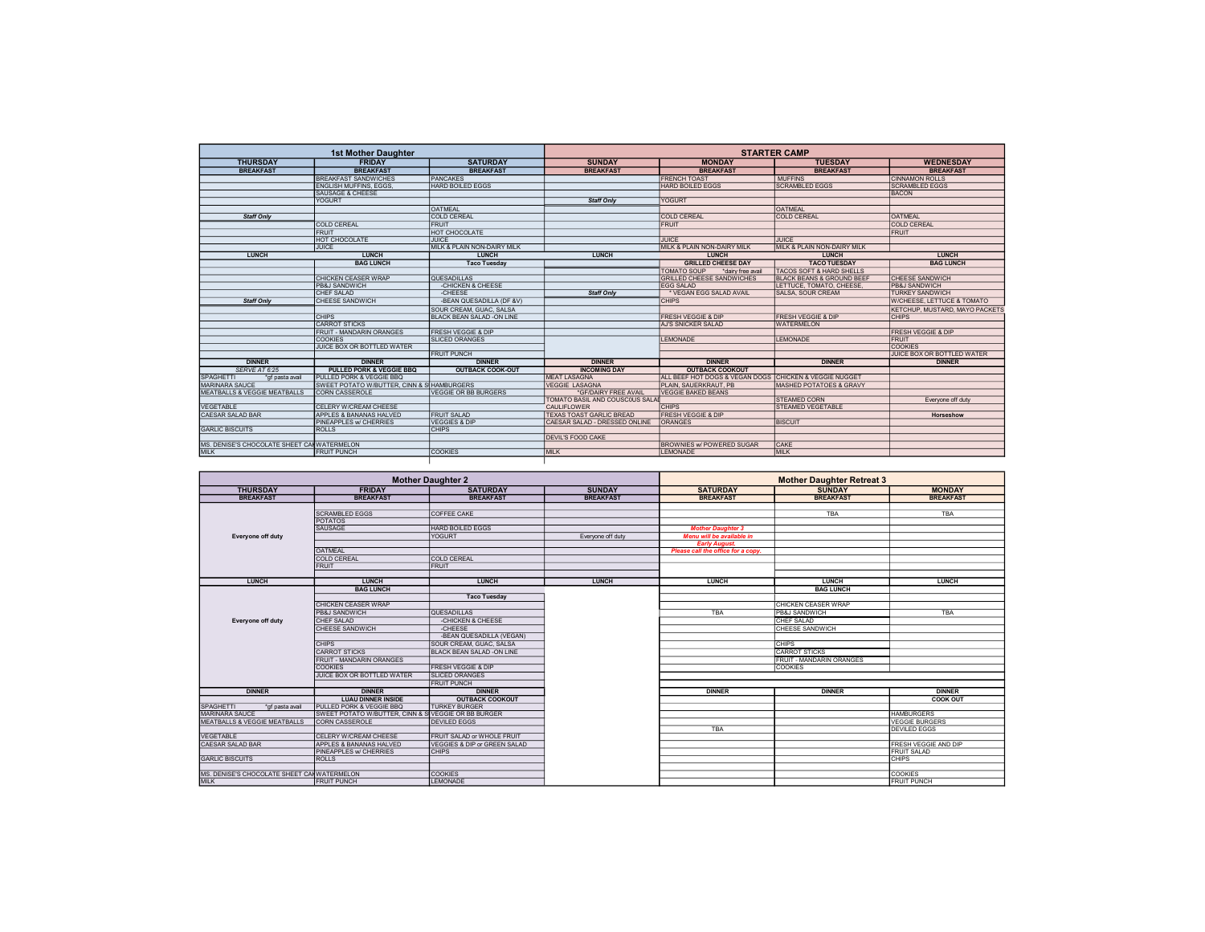| 1st Mother Daughter | | | STARTER CAMP | | | |
|---|---|---|---|---|---|---|
| **THURSDAY** | **FRIDAY** | **SATURDAY** | **SUNDAY** | **MONDAY** | **TUESDAY** | **WEDNESDAY** |
| **BREAKFAST** | **BREAKFAST** | **BREAKFAST** | **BREAKFAST** | **BREAKFAST** | **BREAKFAST** | **BREAKFAST** |
| | BREAKFAST SANDWICHES | PANCAKES | | FRENCH TOAST | MUFFINS | CINNAMON ROLLS |
| | ENGLISH MUFFINS, EGGS, | HARD BOILED EGGS | | HARD BOILED EGGS | SCRAMBLED EGGS | SCRAMBLED EGGS |
| | SAUSAGE & CHEESE | | | | | BACON |
| | YOGURT | | *Staff Only* | YOGURT | | |
| | | OATMEAL | | | OATMEAL | |
| *Staff Only* | | COLD CEREAL | | COLD CEREAL | COLD CEREAL | OATMEAL |
| | COLD CEREAL | FRUIT | | FRUIT | | COLD CEREAL |
| | FRUIT | HOT CHOCOLATE | | | | FRUIT |
| | HOT CHOCOLATE | JUICE | | JUICE | JUICE | |
| | JUICE | MILK & PLAIN NON-DAIRY MILK | | MILK & PLAIN NON-DAIRY MILK | MILK & PLAIN NON-DAIRY MILK | |
| **LUNCH** | **LUNCH** | **LUNCH** | **LUNCH** | **LUNCH** | **LUNCH** | **LUNCH** |
| | **BAG LUNCH** | **Taco Tuesday** | | **GRILLED CHEESE DAY** | **TACO TUESDAY** | **BAG LUNCH** |
| | | | | TOMATO SOUP *dairy free avail | TACOS SOFT & HARD SHELLS | |
| | CHICKEN CEASER WRAP | QUESADILLAS | | GRILLED CHEESE SANDWICHES | BLACK BEANS & GROUND BEEF | CHEESE SANDWICH |
| | PB&J SANDWICH | -CHICKEN & CHEESE | | EGG SALAD | LETTUCE, TOMATO, CHEESE, | PB&J SANDWICH |
| | CHEF SALAD | -CHEESE | *Staff Only* | * VEGAN EGG SALAD AVAIL | SALSA, SOUR CREAM | TURKEY SANDWICH |
| *Staff Only* | CHEESE SANDWICH | -BEAN QUESADILLA (DF &V) | | CHIPS | | W/CHEESE, LETTUCE & TOMATO |
| | | SOUR CREAM, GUAC, SALSA | | | | KETCHUP, MUSTARD, MAYO PACKETS |
| | CHIPS | BLACK BEAN SALAD -ON LINE | | FRESH VEGGIE & DIP | FRESH VEGGIE & DIP | CHIPS |
| | CARROT STICKS | | | AJ'S SNICKER SALAD | WATERMELON | |
| | FRUIT - MANDARIN ORANGES | FRESH VEGGIE & DIP | | | | FRESH VEGGIE & DIP |
| | COOKIES | SLICED ORANGES | | LEMONADE | LEMONADE | FRUIT |
| | JUICE BOX OR BOTTLED WATER | | | | | COOKIES |
| | | FRUIT PUNCH | | | | JUICE BOX OR BOTTLED WATER |
| **DINNER** | **DINNER** | **DINNER** | **DINNER** | **DINNER** | **DINNER** | **DINNER** |
| *SERVE AT 6:25* | **PULLED PORK & VEGGIE BBQ** | **OUTBACK COOK-OUT** | **INCOMING DAY** | **OUTBACK COOKOUT** | | |
| SPAGHETTI *gf pasta avail | PULLED PORK & VEGGIE BBQ | | MEAT LASAGNA | ALL BEEF HOT DOGS & VEGAN DOGS | CHICKEN & VEGGIE NUGGET | |
| MARINARA SAUCE | SWEET POTATO W/BUTTER, CINN & S | HAMBURGERS | VEGGIE LASAGNA | PLAIN, SAUERKRAUT, PB | MASHED POTATOES & GRAVY | |
| MEATBALLS & VEGGIE MEATBALLS | CORN CASSEROLE | VEGGIE OR BB BURGERS | *GF/DAIRY FREE AVAIL | VEGGIE BAKED BEANS | | |
| | | | TOMATO BASIL AND COUSCOUS SALAD | | STEAMED CORN | Everyone off duty |
| VEGETABLE | CELERY W/CREAM CHEESE | | CAULIFLOWER | CHIPS | STEAMED VEGETABLE | |
| CAESAR SALAD BAR | APPLES & BANANAS HALVED | FRUIT SALAD | TEXAS TOAST GARLIC BREAD | FRESH VEGGIE & DIP | | Horseshow |
| | PINEAPPLES w/ CHERRIES | VEGGIES & DIP | CAESAR SALAD - DRESSED ONLINE | ORANGES | BISCUIT | |
| GARLIC BISCUITS | ROLLS | CHIPS | | | | |
| | | | DEVIL'S FOOD CAKE | | | |
| MS. DENISE'S CHOCOLATE SHEET CAKE | WATERMELON | | | BROWNIES w/ POWERED SUGAR | CAKE | |
| MILK | FRUIT PUNCH | COOKIES | MILK | LEMONADE | MILK | |

| Mother Daughter 2 | | | | Mother Daughter Retreat 3 | | |
|---|---|---|---|---|---|---|
| **THURSDAY** | **FRIDAY** | **SATURDAY** | **SUNDAY** | **SATURDAY** | **SUNDAY** | **MONDAY** |
| **BREAKFAST** | **BREAKFAST** | **BREAKFAST** | **BREAKFAST** | **BREAKFAST** | **BREAKFAST** | **BREAKFAST** |
| | | | | | TBA | TBA |
| | SCRAMBLED EGGS | COFFEE CAKE | | | | |
| | POTATOS | | | *Mother Daughter 3* | | |
| | SAUSAGE | HARD BOILED EGGS | | *Menu will be available in* | | |
| Everyone off duty | | YOGURT | Everyone off duty | *Early August.* | | |
| | | | | *Please call the office for a copy.* | | |
| | OATMEAL | | | | | |
| | COLD CEREAL | COLD CEREAL | | | | |
| | FRUIT | FRUIT | | | | |
| **LUNCH** | **LUNCH** | **LUNCH** | **LUNCH** | **LUNCH** | **LUNCH** | **LUNCH** |
| | **BAG LUNCH** | | | | **BAG LUNCH** | |
| | | **Taco Tuesday** | | | | |
| | CHICKEN CEASER WRAP | | | | CHICKEN CEASER WRAP | |
| | PB&J SANDWICH | QUESADILLAS | | TBA | PB&J SANDWICH | TBA |
| Everyone off duty | CHEF SALAD | -CHICKEN & CHEESE | | | CHEF SALAD | |
| | CHEESE SANDWICH | -CHEESE | | | CHEESE SANDWICH | |
| | | -BEAN QUESADILLA (VEGAN) | | | | |
| | CHIPS | SOUR CREAM, GUAC, SALSA | | | CHIPS | |
| | CARROT STICKS | BLACK BEAN SALAD -ON LINE | | | CARROT STICKS | |
| | FRUIT - MANDARIN ORANGES | | | | FRUIT - MANDARIN ORANGES | |
| | COOKIES | FRESH VEGGIE & DIP | | | COOKIES | |
| | JUICE BOX OR BOTTLED WATER | SLICED ORANGES | | | | |
| | | FRUIT PUNCH | | | | |
| **DINNER** | **DINNER** | **DINNER** | | **DINNER** | **DINNER** | **DINNER** |
| | **LUAU DINNER INSIDE** | **OUTBACK COOKOUT** | | | | **COOK OUT** |
| SPAGHETTI *gf pasta avail | PULLED PORK & VEGGIE BBQ | TURKEY BURGER | | | | |
| MARINARA SAUCE | SWEET POTATO W/BUTTER, CINN & S | VEGGIE OR BB BURGER | | | | HAMBURGERS |
| MEATBALLS & VEGGIE MEATBALLS | CORN CASSEROLE | DEVILED EGGS | | | | VEGGIE BURGERS |
| | | | | TBA | | DEVILED EGGS |
| VEGETABLE | CELERY W/CREAM CHEESE | FRUIT SALAD or WHOLE FRUIT | | | | |
| CAESAR SALAD BAR | APPLES & BANANAS HALVED | VEGGIES & DIP or GREEN SALAD | | | | FRESH VEGGIE AND DIP |
| | PINEAPPLES w/ CHERRIES | CHIPS | | | | FRUIT SALAD |
| GARLIC BISCUITS | ROLLS | | | | | CHIPS |
| | | | | | | |
| MS. DENISE'S CHOCOLATE SHEET CAKE | WATERMELON | COOKIES | | | | COOKIES |
| MILK | FRUIT PUNCH | LEMONADE | | | | FRUIT PUNCH |